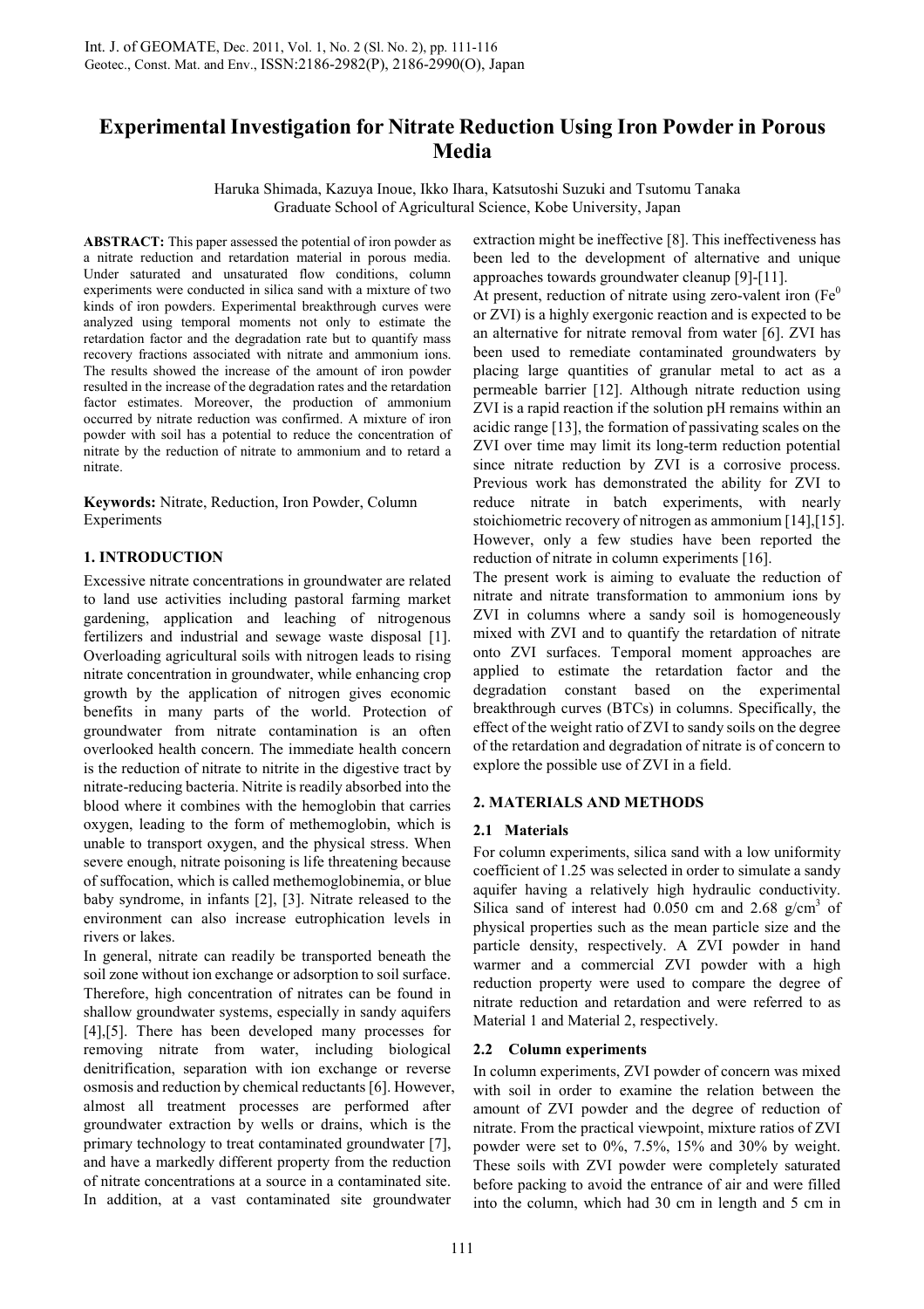# Experimental Investigation for Nitrate Reduction Using Iron Powder in Porous Media

Haruka Shimada, Kazuya Inoue, Ikko Ihara, Katsutoshi Suzuki and Tsutomu Tanaka
Graduate School of Agricultural Science, Kobe University, Japan

**ABSTRACT:** This paper assessed the potential of iron powder as a nitrate reduction and retardation material in porous media. Under saturated and unsaturated flow conditions, column experiments were conducted in silica sand with a mixture of two kinds of iron powders. Experimental breakthrough curves were analyzed using temporal moments not only to estimate the retardation factor and the degradation rate but to quantify mass recovery fractions associated with nitrate and ammonium ions. The results showed the increase of the amount of iron powder resulted in the increase of the degradation rates and the retardation factor estimates. Moreover, the production of ammonium occurred by nitrate reduction was confirmed. A mixture of iron powder with soil has a potential to reduce the concentration of nitrate by the reduction of nitrate to ammonium and to retard a nitrate.

**Keywords:** Nitrate, Reduction, Iron Powder, Column Experiments

## 1. INTRODUCTION

Excessive nitrate concentrations in groundwater are related to land use activities including pastoral farming market gardening, application and leaching of nitrogenous fertilizers and industrial and sewage waste disposal [1]. Overloading agricultural soils with nitrogen leads to rising nitrate concentration in groundwater, while enhancing crop growth by the application of nitrogen gives economic benefits in many parts of the world. Protection of groundwater from nitrate contamination is an often overlooked health concern. The immediate health concern is the reduction of nitrate to nitrite in the digestive tract by nitrate-reducing bacteria. Nitrite is readily absorbed into the blood where it combines with the hemoglobin that carries oxygen, leading to the form of methemoglobin, which is unable to transport oxygen, and the physical stress. When severe enough, nitrate poisoning is life threatening because of suffocation, which is called methemoglobinemia, or blue baby syndrome, in infants [2], [3]. Nitrate released to the environment can also increase eutrophication levels in rivers or lakes.

In general, nitrate can readily be transported beneath the soil zone without ion exchange or adsorption to soil surface. Therefore, high concentration of nitrates can be found in shallow groundwater systems, especially in sandy aquifers [4],[5]. There has been developed many processes for removing nitrate from water, including biological denitrification, separation with ion exchange or reverse osmosis and reduction by chemical reductants [6]. However, almost all treatment processes are performed after groundwater extraction by wells or drains, which is the primary technology to treat contaminated groundwater [7], and have a markedly different property from the reduction of nitrate concentrations at a source in a contaminated site. In addition, at a vast contaminated site groundwater extraction might be ineffective [8]. This ineffectiveness has been led to the development of alternative and unique approaches towards groundwater cleanup [9]-[11].

At present, reduction of nitrate using zero-valent iron ($Fe^0$ or ZVI) is a highly exergonic reaction and is expected to be an alternative for nitrate removal from water [6]. ZVI has been used to remediate contaminated groundwaters by placing large quantities of granular metal to act as a permeable barrier [12]. Although nitrate reduction using ZVI is a rapid reaction if the solution pH remains within an acidic range [13], the formation of passivating scales on the ZVI over time may limit its long-term reduction potential since nitrate reduction by ZVI is a corrosive process. Previous work has demonstrated the ability for ZVI to reduce nitrate in batch experiments, with nearly stoichiometric recovery of nitrogen as ammonium [14],[15]. However, only a few studies have been reported the reduction of nitrate in column experiments [16].

The present work is aiming to evaluate the reduction of nitrate and nitrate transformation to ammonium ions by ZVI in columns where a sandy soil is homogeneously mixed with ZVI and to quantify the retardation of nitrate onto ZVI surfaces. Temporal moment approaches are applied to estimate the retardation factor and the degradation constant based on the experimental breakthrough curves (BTCs) in columns. Specifically, the effect of the weight ratio of ZVI to sandy soils on the degree of the retardation and degradation of nitrate is of concern to explore the possible use of ZVI in a field.

## 2. MATERIALS AND METHODS

### 2.1 Materials

For column experiments, silica sand with a low uniformity coefficient of 1.25 was selected in order to simulate a sandy aquifer having a relatively high hydraulic conductivity. Silica sand of interest had 0.050 cm and 2.68 g/cm$^3$ of physical properties such as the mean particle size and the particle density, respectively. A ZVI powder in hand warmer and a commercial ZVI powder with a high reduction property were used to compare the degree of nitrate reduction and retardation and were referred to as Material 1 and Material 2, respectively.

### 2.2 Column experiments

In column experiments, ZVI powder of concern was mixed with soil in order to examine the relation between the amount of ZVI powder and the degree of reduction of nitrate. From the practical viewpoint, mixture ratios of ZVI powder were set to 0%, 7.5%, 15% and 30% by weight. These soils with ZVI powder were completely saturated before packing to avoid the entrance of air and were filled into the column, which had 30 cm in length and 5 cm in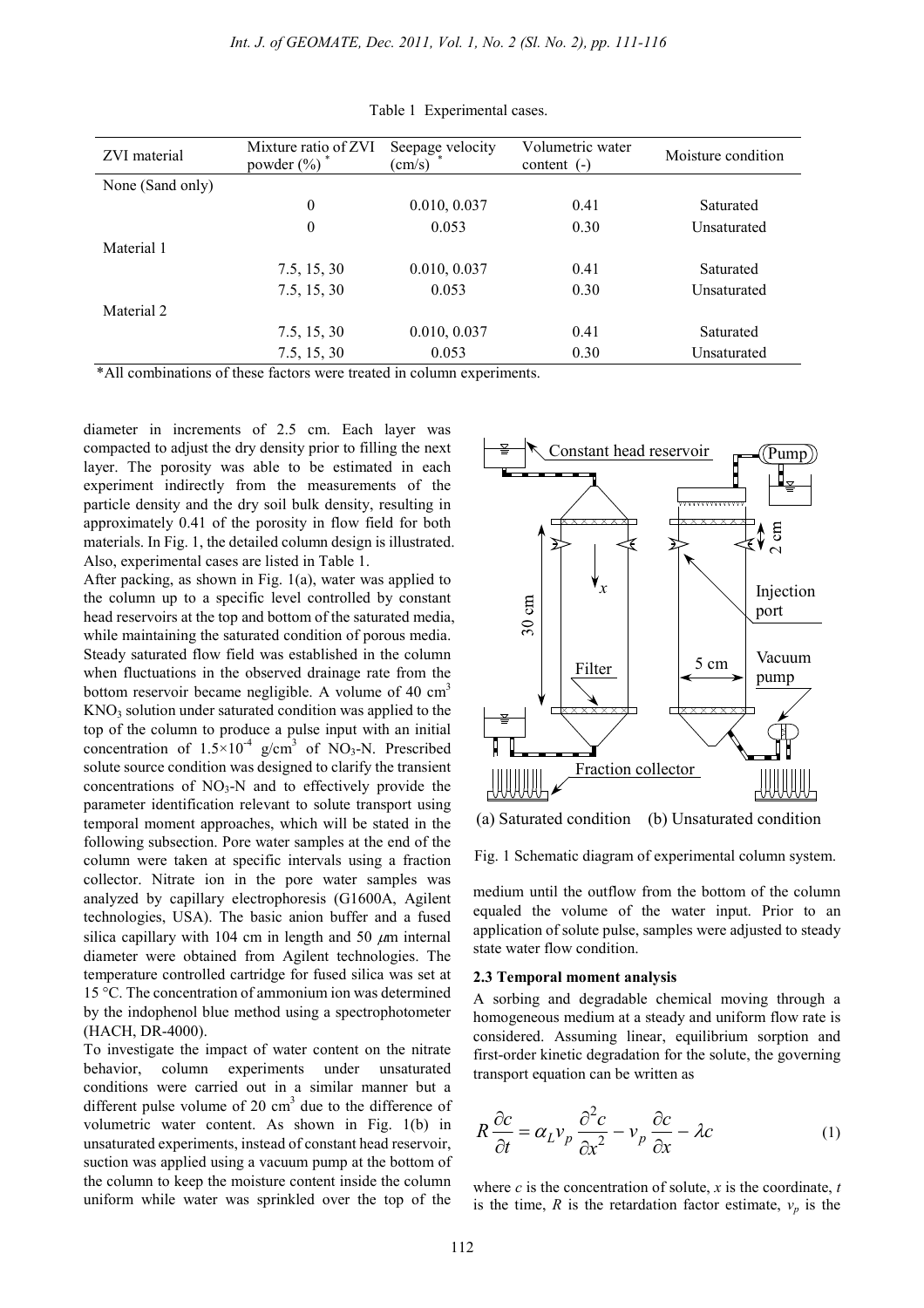Table 1 Experimental cases.

| ZVI material | Mixture ratio of ZVI powder (%) * | Seepage velocity (cm/s) * | Volumetric water content (-) | Moisture condition |
|---|---|---|---|---|
| None (Sand only) | | | | |
| | 0 | 0.010, 0.037 | 0.41 | Saturated |
| | 0 | 0.053 | 0.30 | Unsaturated |
| Material 1 | | | | |
| | 7.5, 15, 30 | 0.010, 0.037 | 0.41 | Saturated |
| | 7.5, 15, 30 | 0.053 | 0.30 | Unsaturated |
| Material 2 | | | | |
| | 7.5, 15, 30 | 0.010, 0.037 | 0.41 | Saturated |
| | 7.5, 15, 30 | 0.053 | 0.30 | Unsaturated |

*All combinations of these factors were treated in column experiments.

diameter in increments of 2.5 cm. Each layer was compacted to adjust the dry density prior to filling the next layer. The porosity was able to be estimated in each experiment indirectly from the measurements of the particle density and the dry soil bulk density, resulting in approximately 0.41 of the porosity in flow field for both materials. In Fig. 1, the detailed column design is illustrated. Also, experimental cases are listed in Table 1.

After packing, as shown in Fig. 1(a), water was applied to the column up to a specific level controlled by constant head reservoirs at the top and bottom of the saturated media, while maintaining the saturated condition of porous media. Steady saturated flow field was established in the column when fluctuations in the observed drainage rate from the bottom reservoir became negligible. A volume of 40 $cm^3$ $KNO_3$ solution under saturated condition was applied to the top of the column to produce a pulse input with an initial concentration of $1.5\times10^{-4}$ $g/cm^3$ of $NO_3$-N. Prescribed solute source condition was designed to clarify the transient concentrations of $NO_3$-N and to effectively provide the parameter identification relevant to solute transport using temporal moment approaches, which will be stated in the following subsection. Pore water samples at the end of the column were taken at specific intervals using a fraction collector. Nitrate ion in the pore water samples was analyzed by capillary electrophoresis (G1600A, Agilent technologies, USA). The basic anion buffer and a fused silica capillary with 104 cm in length and 50 $\mu$m internal diameter were obtained from Agilent technologies. The temperature controlled cartridge for fused silica was set at 15 °C. The concentration of ammonium ion was determined by the indophenol blue method using a spectrophotometer (HACH, DR-4000).

To investigate the impact of water content on the nitrate behavior, column experiments under unsaturated conditions were carried out in a similar manner but a different pulse volume of 20 $cm^3$ due to the difference of volumetric water content. As shown in Fig. 1(b) in unsaturated experiments, instead of constant head reservoir, suction was applied using a vacuum pump at the bottom of the column to keep the moisture content inside the column uniform while water was sprinkled over the top of the medium until the outflow from the bottom of the column equaled the volume of the water input. Prior to an application of solute pulse, samples were adjusted to steady state water flow condition.

(a) Saturated condition (b) Unsaturated condition

Fig. 1 Schematic diagram of experimental column system.

### 2.3 Temporal moment analysis

A sorbing and degradable chemical moving through a homogeneous medium at a steady and uniform flow rate is considered. Assuming linear, equilibrium sorption and first-order kinetic degradation for the solute, the governing transport equation can be written as

$$R\frac{\partial c}{\partial t} = \alpha_L v_p \frac{\partial^2 c}{\partial x^2} - v_p \frac{\partial c}{\partial x} - \lambda c \tag{1}$$

where $c$ is the concentration of solute, $x$ is the coordinate, $t$ is the time, $R$ is the retardation factor estimate, $v_p$ is the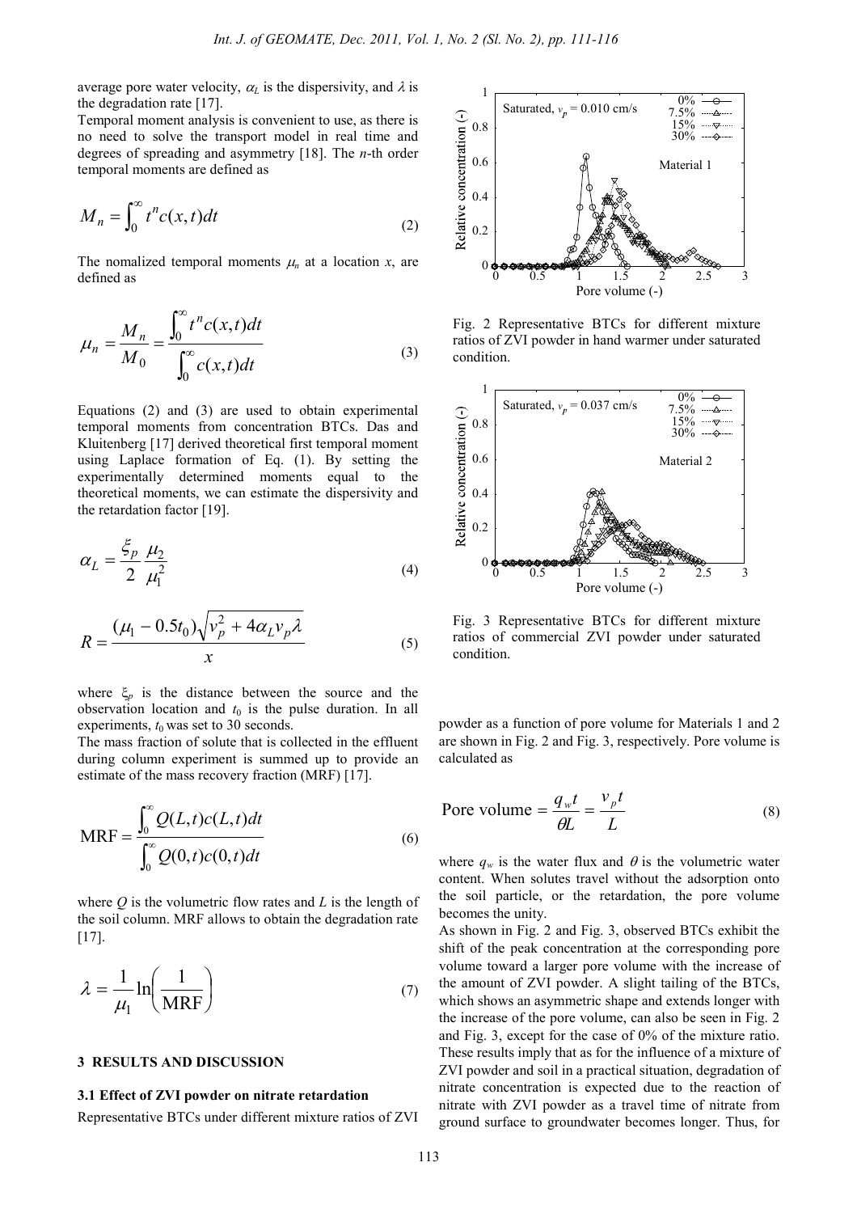average pore water velocity, $\alpha_L$ is the dispersivity, and $\lambda$ is the degradation rate [17].

Temporal moment analysis is convenient to use, as there is no need to solve the transport model in real time and degrees of spreading and asymmetry [18]. The *n*-th order temporal moments are defined as

$$M_n = \int_0^{\infty} t^n c(x,t) dt \tag{2}$$

The nomalized temporal moments $\mu_n$ at a location *x*, are defined as

$$\mu_n = \frac{M_n}{M_0} = \frac{\int_0^{\infty} t^n c(x,t) dt}{\int_0^{\infty} c(x,t) dt} \tag{3}$$

Equations (2) and (3) are used to obtain experimental temporal moments from concentration BTCs. Das and Kluitenberg [17] derived theoretical first temporal moment using Laplace formation of Eq. (1). By setting the experimentally determined moments equal to the theoretical moments, we can estimate the dispersivity and the retardation factor [19].

$$\alpha_L = \frac{\xi_p}{2} \frac{\mu_2}{\mu_1^2} \tag{4}$$

$$R = \frac{(\mu_1 - 0.5 t_0)\sqrt{v_p^2 + 4\alpha_L v_p \lambda}}{x} \tag{5}$$

where $\xi_p$ is the distance between the source and the observation location and $t_0$ is the pulse duration. In all experiments, $t_0$ was set to 30 seconds.

The mass fraction of solute that is collected in the effluent during column experiment is summed up to provide an estimate of the mass recovery fraction (MRF) [17].

$$\text{MRF} = \frac{\int_0^{\infty} Q(L,t) c(L,t) dt}{\int_0^{\infty} Q(0,t) c(0,t) dt} \tag{6}$$

where $Q$ is the volumetric flow rates and $L$ is the length of the soil column. MRF allows to obtain the degradation rate [17].

$$\lambda = \frac{1}{\mu_1} \ln\left(\frac{1}{\text{MRF}}\right) \tag{7}$$

## 3 RESULTS AND DISCUSSION

### 3.1 Effect of ZVI powder on nitrate retardation

Representative BTCs under different mixture ratios of ZVI powder as a function of pore volume for Materials 1 and 2 are shown in Fig. 2 and Fig. 3, respectively. Pore volume is calculated as

$$\text{Pore volume} = \frac{q_w t}{\theta L} = \frac{v_p t}{L} \tag{8}$$

where $q_w$ is the water flux and $\theta$ is the volumetric water content. When solutes travel without the adsorption onto the soil particle, or the retardation, the pore volume becomes the unity.

As shown in Fig. 2 and Fig. 3, observed BTCs exhibit the shift of the peak concentration at the corresponding pore volume toward a larger pore volume with the increase of the amount of ZVI powder. A slight tailing of the BTCs, which shows an asymmetric shape and extends longer with the increase of the pore volume, can also be seen in Fig. 2 and Fig. 3, except for the case of 0% of the mixture ratio. These results imply that as for the influence of a mixture of ZVI powder and soil in a practical situation, degradation of nitrate concentration is expected due to the reaction of nitrate with ZVI powder as a travel time of nitrate from ground surface to groundwater becomes longer. Thus, for

Fig. 2 Representative BTCs for different mixture ratios of ZVI powder in hand warmer under saturated condition.

Fig. 3 Representative BTCs for different mixture ratios of commercial ZVI powder under saturated condition.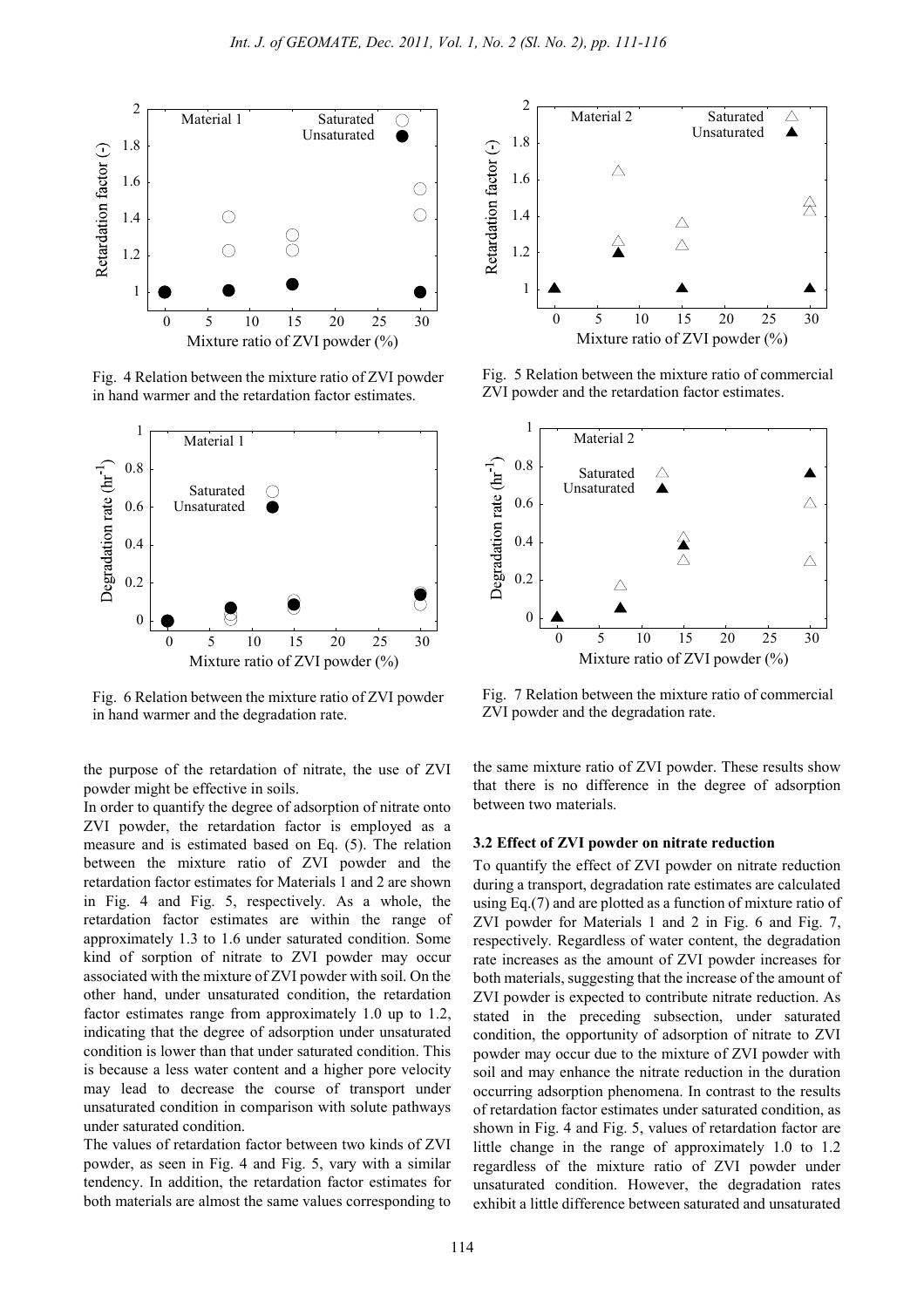Fig. 4 Relation between the mixture ratio of ZVI powder in hand warmer and the retardation factor estimates.

Fig. 5 Relation between the mixture ratio of commercial ZVI powder and the retardation factor estimates.

Fig. 6 Relation between the mixture ratio of ZVI powder in hand warmer and the degradation rate.

Fig. 7 Relation between the mixture ratio of commercial ZVI powder and the degradation rate.

the purpose of the retardation of nitrate, the use of ZVI powder might be effective in soils.

In order to quantify the degree of adsorption of nitrate onto ZVI powder, the retardation factor is employed as a measure and is estimated based on Eq. (5). The relation between the mixture ratio of ZVI powder and the retardation factor estimates for Materials 1 and 2 are shown in Fig. 4 and Fig. 5, respectively. As a whole, the retardation factor estimates are within the range of approximately 1.3 to 1.6 under saturated condition. Some kind of sorption of nitrate to ZVI powder may occur associated with the mixture of ZVI powder with soil. On the other hand, under unsaturated condition, the retardation factor estimates range from approximately 1.0 up to 1.2, indicating that the degree of adsorption under unsaturated condition is lower than that under saturated condition. This is because a less water content and a higher pore velocity may lead to decrease the course of transport under unsaturated condition in comparison with solute pathways under saturated condition.

The values of retardation factor between two kinds of ZVI powder, as seen in Fig. 4 and Fig. 5, vary with a similar tendency. In addition, the retardation factor estimates for both materials are almost the same values corresponding to the same mixture ratio of ZVI powder. These results show that there is no difference in the degree of adsorption between two materials.

### 3.2 Effect of ZVI powder on nitrate reduction

To quantify the effect of ZVI powder on nitrate reduction during a transport, degradation rate estimates are calculated using Eq.(7) and are plotted as a function of mixture ratio of ZVI powder for Materials 1 and 2 in Fig. 6 and Fig. 7, respectively. Regardless of water content, the degradation rate increases as the amount of ZVI powder increases for both materials, suggesting that the increase of the amount of ZVI powder is expected to contribute nitrate reduction. As stated in the preceding subsection, under saturated condition, the opportunity of adsorption of nitrate to ZVI powder may occur due to the mixture of ZVI powder with soil and may enhance the nitrate reduction in the duration occurring adsorption phenomena. In contrast to the results of retardation factor estimates under saturated condition, as shown in Fig. 4 and Fig. 5, values of retardation factor are little change in the range of approximately 1.0 to 1.2 regardless of the mixture ratio of ZVI powder under unsaturated condition. However, the degradation rates exhibit a little difference between saturated and unsaturated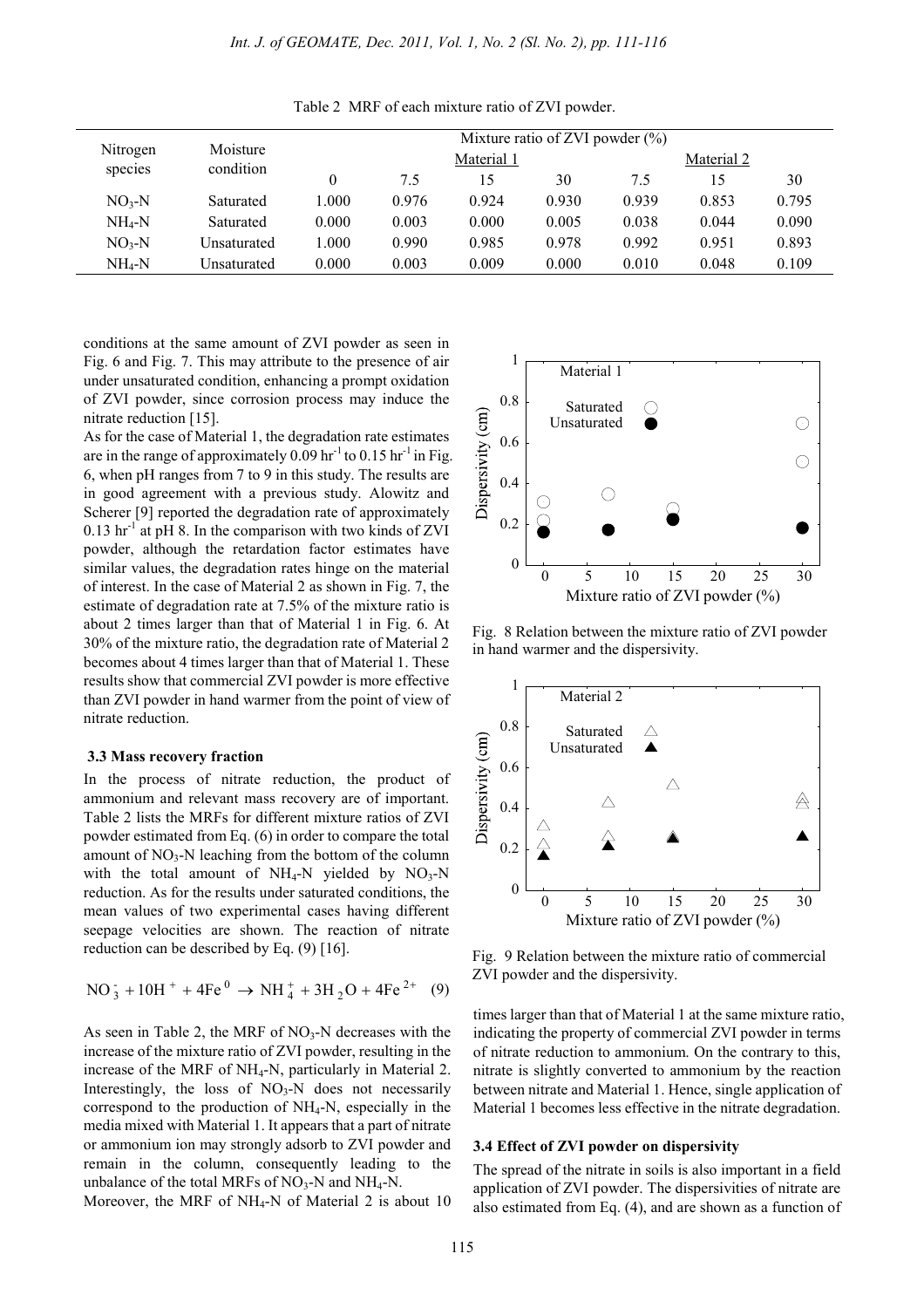Table 2 MRF of each mixture ratio of ZVI powder.

| Nitrogen species | Moisture condition | Mixture ratio of ZVI powder (%) | | | | | | |
|---|---|---|---|---|---|---|---|---|
| | | | Material 1 | | | Material 2 | | |
| | | 0 | 7.5 | 15 | 30 | 7.5 | 15 | 30 |
| $NO_3$-N | Saturated | 1.000 | 0.976 | 0.924 | 0.930 | 0.939 | 0.853 | 0.795 |
| $NH_4$-N | Saturated | 0.000 | 0.003 | 0.000 | 0.005 | 0.038 | 0.044 | 0.090 |
| $NO_3$-N | Unsaturated | 1.000 | 0.990 | 0.985 | 0.978 | 0.992 | 0.951 | 0.893 |
| $NH_4$-N | Unsaturated | 0.000 | 0.003 | 0.009 | 0.000 | 0.010 | 0.048 | 0.109 |

conditions at the same amount of ZVI powder as seen in Fig. 6 and Fig. 7. This may attribute to the presence of air under unsaturated condition, enhancing a prompt oxidation of ZVI powder, since corrosion process may induce the nitrate reduction [15].

As for the case of Material 1, the degradation rate estimates are in the range of approximately 0.09 $hr^{-1}$ to 0.15 $hr^{-1}$ in Fig. 6, when pH ranges from 7 to 9 in this study. The results are in good agreement with a previous study. Alowitz and Scherer [9] reported the degradation rate of approximately 0.13 $hr^{-1}$ at pH 8. In the comparison with two kinds of ZVI powder, although the retardation factor estimates have similar values, the degradation rates hinge on the material of interest. In the case of Material 2 as shown in Fig. 7, the estimate of degradation rate at 7.5% of the mixture ratio is about 2 times larger than that of Material 1 in Fig. 6. At 30% of the mixture ratio, the degradation rate of Material 2 becomes about 4 times larger than that of Material 1. These results show that commercial ZVI powder is more effective than ZVI powder in hand warmer from the point of view of nitrate reduction.

### 3.3 Mass recovery fraction

In the process of nitrate reduction, the product of ammonium and relevant mass recovery are of important. Table 2 lists the MRFs for different mixture ratios of ZVI powder estimated from Eq. (6) in order to compare the total amount of $NO_3$-N leaching from the bottom of the column with the total amount of $NH_4$-N yielded by $NO_3$-N reduction. As for the results under saturated conditions, the mean values of two experimental cases having different seepage velocities are shown. The reaction of nitrate reduction can be described by Eq. (9) [16].

$$NO_3^- + 10H^+ + 4Fe^0 \rightarrow NH_4^+ + 3H_2O + 4Fe^{2+} \quad (9)$$

As seen in Table 2, the MRF of $NO_3$-N decreases with the increase of the mixture ratio of ZVI powder, resulting in the increase of the MRF of $NH_4$-N, particularly in Material 2. Interestingly, the loss of $NO_3$-N does not necessarily correspond to the production of $NH_4$-N, especially in the media mixed with Material 1. It appears that a part of nitrate or ammonium ion may strongly adsorb to ZVI powder and remain in the column, consequently leading to the unbalance of the total MRFs of $NO_3$-N and $NH_4$-N.

Moreover, the MRF of $NH_4$-N of Material 2 is about 10 times larger than that of Material 1 at the same mixture ratio, indicating the property of commercial ZVI powder in terms of nitrate reduction to ammonium. On the contrary to this, nitrate is slightly converted to ammonium by the reaction between nitrate and Material 1. Hence, single application of Material 1 becomes less effective in the nitrate degradation.

Fig. 8 Relation between the mixture ratio of ZVI powder in hand warmer and the dispersivity.

Fig. 9 Relation between the mixture ratio of commercial ZVI powder and the dispersivity.

### 3.4 Effect of ZVI powder on dispersivity

The spread of the nitrate in soils is also important in a field application of ZVI powder. The dispersivities of nitrate are also estimated from Eq. (4), and are shown as a function of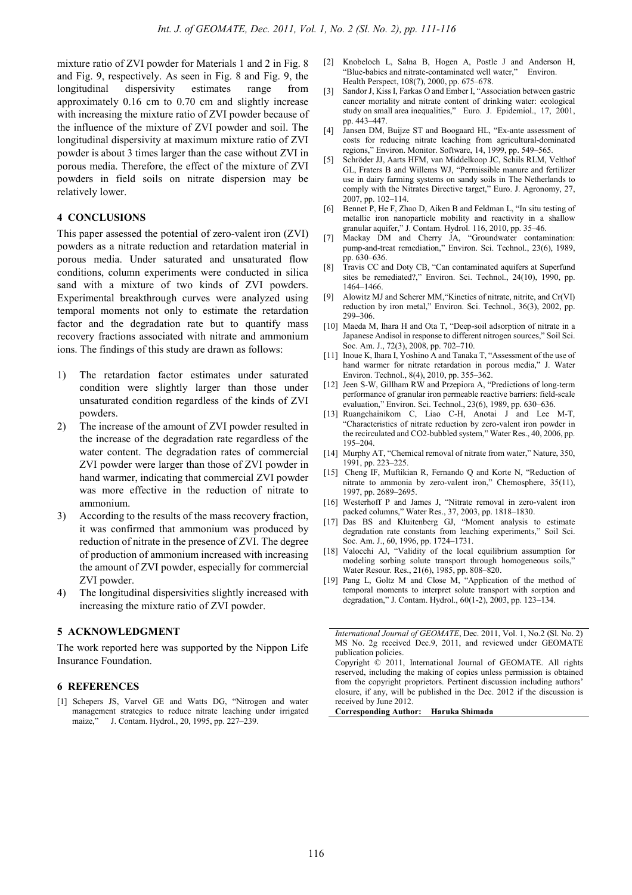mixture ratio of ZVI powder for Materials 1 and 2 in Fig. 8 and Fig. 9, respectively. As seen in Fig. 8 and Fig. 9, the longitudinal dispersivity estimates range from approximately 0.16 cm to 0.70 cm and slightly increase with increasing the mixture ratio of ZVI powder because of the influence of the mixture of ZVI powder and soil. The longitudinal dispersivity at maximum mixture ratio of ZVI powder is about 3 times larger than the case without ZVI in porous media. Therefore, the effect of the mixture of ZVI powders in field soils on nitrate dispersion may be relatively lower.

## 4 CONCLUSIONS

This paper assessed the potential of zero-valent iron (ZVI) powders as a nitrate reduction and retardation material in porous media. Under saturated and unsaturated flow conditions, column experiments were conducted in silica sand with a mixture of two kinds of ZVI powders. Experimental breakthrough curves were analyzed using temporal moments not only to estimate the retardation factor and the degradation rate but to quantify mass recovery fractions associated with nitrate and ammonium ions. The findings of this study are drawn as follows:

1) The retardation factor estimates under saturated condition were slightly larger than those under unsaturated condition regardless of the kinds of ZVI powders.
2) The increase of the amount of ZVI powder resulted in the increase of the degradation rate regardless of the water content. The degradation rates of commercial ZVI powder were larger than those of ZVI powder in hand warmer, indicating that commercial ZVI powder was more effective in the reduction of nitrate to ammonium.
3) According to the results of the mass recovery fraction, it was confirmed that ammonium was produced by reduction of nitrate in the presence of ZVI. The degree of production of ammonium increased with increasing the amount of ZVI powder, especially for commercial ZVI powder.
4) The longitudinal dispersivities slightly increased with increasing the mixture ratio of ZVI powder.

## 5 ACKNOWLEDGMENT

The work reported here was supported by the Nippon Life Insurance Foundation.

## 6 REFERENCES

[1] Schepers JS, Varvel GE and Watts DG, "Nitrogen and water management strategies to reduce nitrate leaching under irrigated maize," J. Contam. Hydrol., 20, 1995, pp. 227–239.

[2] Knobeloch L, Salna B, Hogen A, Postle J and Anderson H, "Blue-babies and nitrate-contaminated well water," Environ. Health Perspect, 108(7), 2000, pp. 675–678.

[3] Sandor J, Kiss I, Farkas O and Ember I, "Association between gastric cancer mortality and nitrate content of drinking water: ecological study on small area inequalities," Euro. J. Epidemiol., 17, 2001, pp. 443–447.

[4] Jansen DM, Buijze ST and Boogaard HL, "Ex-ante assessment of costs for reducing nitrate leaching from agricultural-dominated regions," Environ. Monitor. Software, 14, 1999, pp. 549–565.

[5] Schröder JJ, Aarts HFM, van Middelkoop JC, Schils RLM, Velthof GL, Fraters B and Willems WJ, "Permissible manure and fertilizer use in dairy farming systems on sandy soils in The Netherlands to comply with the Nitrates Directive target," Euro. J. Agronomy, 27, 2007, pp. 102–114.

[6] Bennet P, He F, Zhao D, Aiken B and Feldman L, "In situ testing of metallic iron nanoparticle mobility and reactivity in a shallow granular aquifer," J. Contam. Hydrol. 116, 2010, pp. 35–46.

[7] Mackay DM and Cherry JA, "Groundwater contamination: pump-and-treat remediation," Environ. Sci. Technol., 23(6), 1989, pp. 630–636.

[8] Travis CC and Doty CB, "Can contaminated aquifers at Superfund sites be remediated?," Environ. Sci. Technol., 24(10), 1990, pp. 1464–1466.

[9] Alowitz MJ and Scherer MM,"Kinetics of nitrate, nitrite, and Cr(VI) reduction by iron metal," Environ. Sci. Technol., 36(3), 2002, pp. 299–306.

[10] Maeda M, Ihara H and Ota T, "Deep-soil adsorption of nitrate in a Japanese Andisol in response to different nitrogen sources," Soil Sci. Soc. Am. J., 72(3), 2008, pp. 702–710.

[11] Inoue K, Ihara I, Yoshino A and Tanaka T, "Assessment of the use of hand warmer for nitrate retardation in porous media," J. Water Environ. Technol., 8(4), 2010, pp. 355–362.

[12] Jeen S-W, Gillham RW and Przepiora A, "Predictions of long-term performance of granular iron permeable reactive barriers: field-scale evaluation," Environ. Sci. Technol., 23(6), 1989, pp. 630–636.

[13] Ruangchainikom C, Liao C-H, Anotai J and Lee M-T, "Characteristics of nitrate reduction by zero-valent iron powder in the recirculated and CO2-bubbled system," Water Res., 40, 2006, pp. 195–204.

[14] Murphy AT, "Chemical removal of nitrate from water," Nature, 350, 1991, pp. 223–225.

[15] Cheng IF, Muftikian R, Fernando Q and Korte N, "Reduction of nitrate to ammonia by zero-valent iron," Chemosphere, 35(11), 1997, pp. 2689–2695.

[16] Westerhoff P and James J, "Nitrate removal in zero-valent iron packed columns," Water Res., 37, 2003, pp. 1818–1830.

[17] Das BS and Kluitenberg GJ, "Moment analysis to estimate degradation rate constants from leaching experiments," Soil Sci. Soc. Am. J., 60, 1996, pp. 1724–1731.

[18] Valocchi AJ, "Validity of the local equilibrium assumption for modeling sorbing solute transport through homogeneous soils," Water Resour. Res., 21(6), 1985, pp. 808–820.

[19] Pang L, Goltz M and Close M, "Application of the method of temporal moments to interpret solute transport with sorption and degradation," J. Contam. Hydrol., 60(1-2), 2003, pp. 123–134.

*International Journal of GEOMATE*, Dec. 2011, Vol. 1, No.2 (Sl. No. 2) MS No. 2g received Dec.9, 2011, and reviewed under GEOMATE publication policies.

Copyright © 2011, International Journal of GEOMATE. All rights reserved, including the making of copies unless permission is obtained from the copyright proprietors. Pertinent discussion including authors' closure, if any, will be published in the Dec. 2012 if the discussion is received by June 2012.

**Corresponding Author: Haruka Shimada**